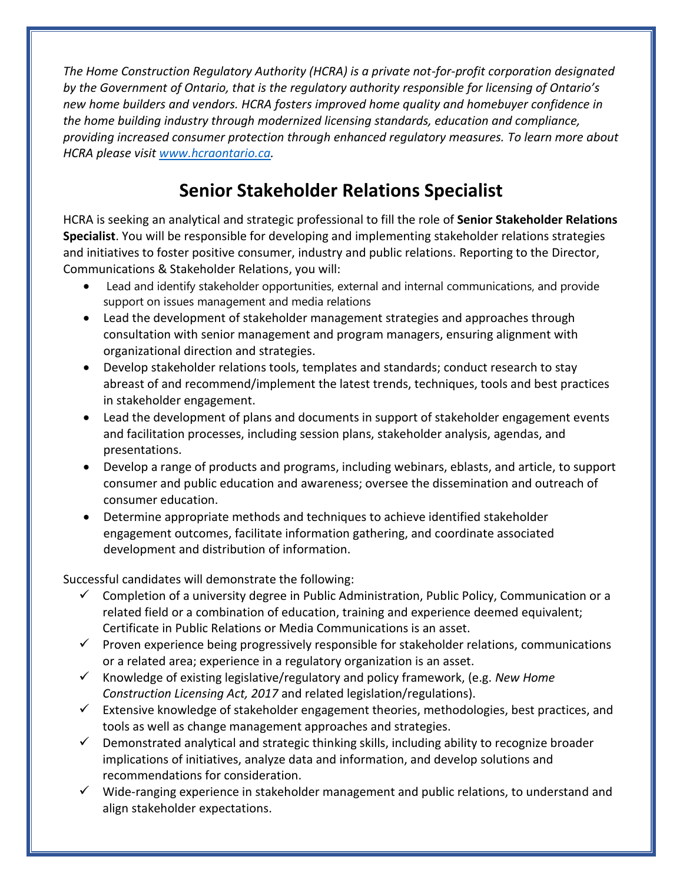*The Home Construction Regulatory Authority (HCRA) is a private not-for-profit corporation designated by the Government of Ontario, that is the regulatory authority responsible for licensing of Ontario's new home builders and vendors. HCRA fosters improved home quality and homebuyer confidence in the home building industry through modernized licensing standards, education and compliance, providing increased consumer protection through enhanced regulatory measures. To learn more about HCRA please visit [www.hcraontario.ca](http://www.hcraontario.ca).*

# Senior Stakeholder Relations Specialist

HCRA is seeking an analytical and strategic professional to fill the role of **Senior Stakeholder Relations Specialist**. You will be responsible for developing and implementing stakeholder relations strategies and initiatives to foster positive consumer, industry and public relations. Reporting to the Director, Communications & Stakeholder Relations, you will:

- Lead and identify stakeholder opportunities, external and internal communications, and provide support on issues management and media relations
- Lead the development of stakeholder management strategies and approaches through consultation with senior management and program managers, ensuring alignment with organizational direction and strategies.
- Develop stakeholder relations tools, templates and standards; conduct research to stay abreast of and recommend/implement the latest trends, techniques, tools and best practices in stakeholder engagement.
- Lead the development of plans and documents in support of stakeholder engagement events and facilitation processes, including session plans, stakeholder analysis, agendas, and presentations.
- Develop a range of products and programs, including webinars, eblasts, and article, to support consumer and public education and awareness; oversee the dissemination and outreach of consumer education.
- Determine appropriate methods and techniques to achieve identified stakeholder engagement outcomes, facilitate information gathering, and coordinate associated development and distribution of information.

Successful candidates will demonstrate the following:

- ✓ Completion of a university degree in Public Administration, Public Policy, Communication or a related field or a combination of education, training and experience deemed equivalent; Certificate in Public Relations or Media Communications is an asset.
- ✓ Proven experience being progressively responsible for stakeholder relations, communications or a related area; experience in a regulatory organization is an asset.
- ✓ Knowledge of existing legislative/regulatory and policy framework, (e.g. *New Home Construction Licensing Act, 2017* and related legislation/regulations).
- ✓ Extensive knowledge of stakeholder engagement theories, methodologies, best practices, and tools as well as change management approaches and strategies.
- ✓ Demonstrated analytical and strategic thinking skills, including ability to recognize broader implications of initiatives, analyze data and information, and develop solutions and recommendations for consideration.
- ✓ Wide-ranging experience in stakeholder management and public relations, to understand and align stakeholder expectations.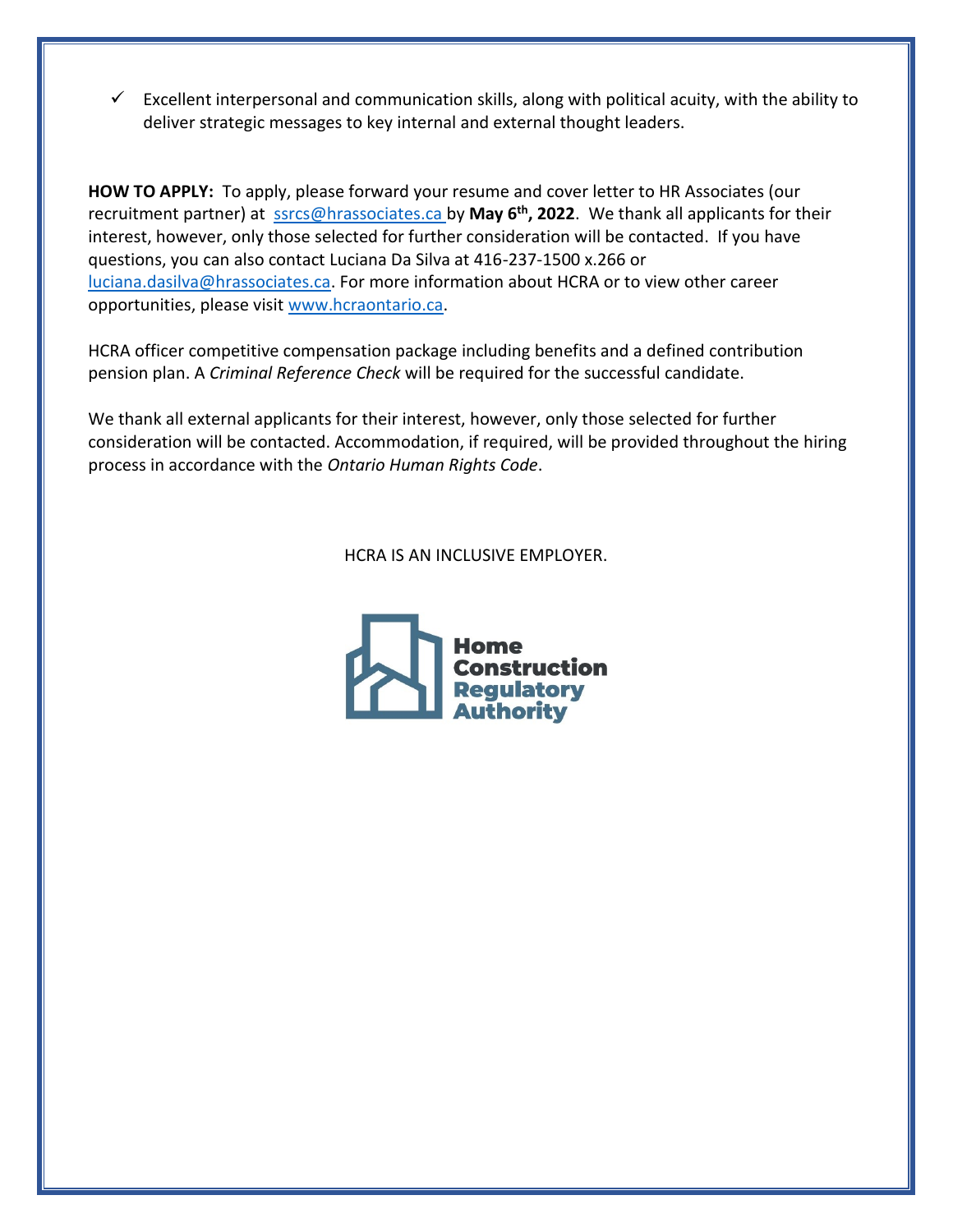- ✓ Excellent interpersonal and communication skills, along with political acuity, with the ability to deliver strategic messages to key internal and external thought leaders.

**HOW TO APPLY:** To apply, please forward your resume and cover letter to HR Associates (our recruitment partner) at ssrcs@hrassociates.ca by **May 6th, 2022**. We thank all applicants for their interest, however, only those selected for further consideration will be contacted. If you have questions, you can also contact Luciana Da Silva at 416-237-1500 x.266 or luciana.dasilva@hrassociates.ca. For more information about HCRA or to view other career opportunities, please visit www.hcraontario.ca.

HCRA officer competitive compensation package including benefits and a defined contribution pension plan. A *Criminal Reference Check* will be required for the successful candidate.

We thank all external applicants for their interest, however, only those selected for further consideration will be contacted. Accommodation, if required, will be provided throughout the hiring process in accordance with the *Ontario Human Rights Code*.

HCRA IS AN INCLUSIVE EMPLOYER.

Home Construction Regulatory Authority